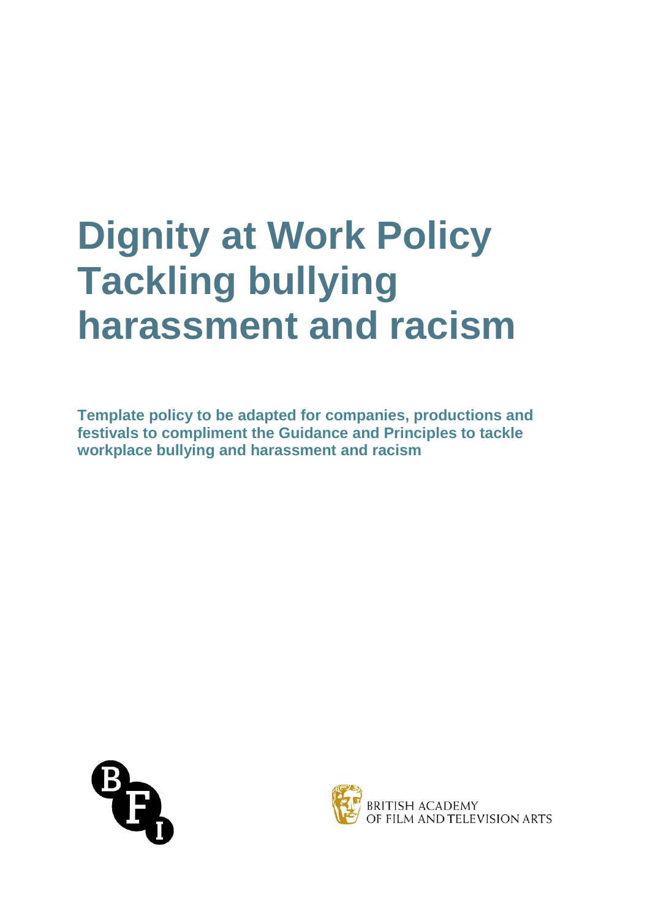# Dignity at Work Policy Tackling bullying harassment and racism

**Template policy to be adapted for companies, productions and festivals to compliment the Guidance and Principles to tackle workplace bullying and harassment and racism**

BRITISH ACADEMY
OF FILM AND TELEVISION ARTS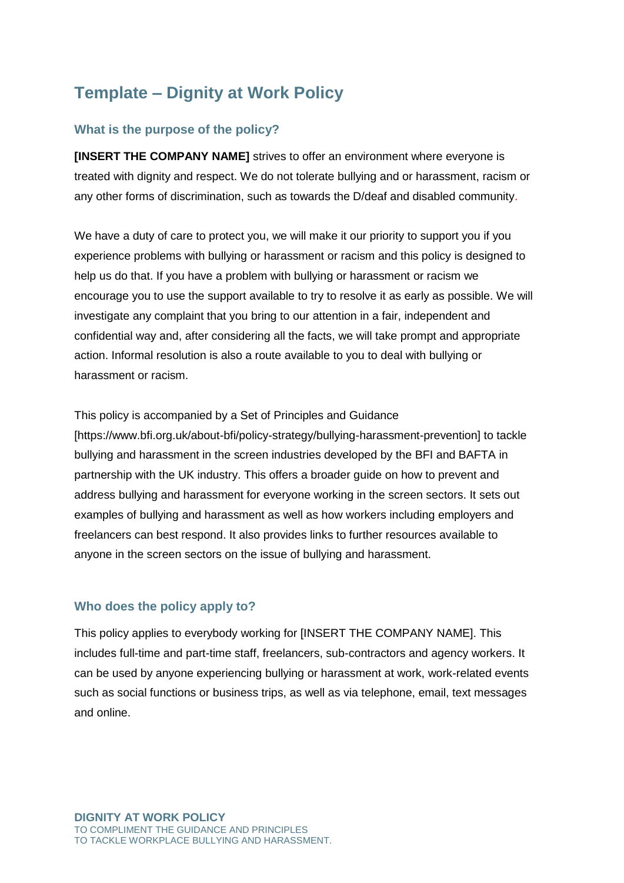# Template – Dignity at Work Policy

## What is the purpose of the policy?

**[INSERT THE COMPANY NAME]** strives to offer an environment where everyone is treated with dignity and respect. We do not tolerate bullying and or harassment, racism or any other forms of discrimination, such as towards the D/deaf and disabled community.

We have a duty of care to protect you, we will make it our priority to support you if you experience problems with bullying or harassment or racism and this policy is designed to help us do that. If you have a problem with bullying or harassment or racism we encourage you to use the support available to try to resolve it as early as possible. We will investigate any complaint that you bring to our attention in a fair, independent and confidential way and, after considering all the facts, we will take prompt and appropriate action. Informal resolution is also a route available to you to deal with bullying or harassment or racism.

This policy is accompanied by a Set of Principles and Guidance [https://www.bfi.org.uk/about-bfi/policy-strategy/bullying-harassment-prevention] to tackle bullying and harassment in the screen industries developed by the BFI and BAFTA in partnership with the UK industry. This offers a broader guide on how to prevent and address bullying and harassment for everyone working in the screen sectors. It sets out examples of bullying and harassment as well as how workers including employers and freelancers can best respond. It also provides links to further resources available to anyone in the screen sectors on the issue of bullying and harassment.

## Who does the policy apply to?

This policy applies to everybody working for [INSERT THE COMPANY NAME]. This includes full-time and part-time staff, freelancers, sub-contractors and agency workers. It can be used by anyone experiencing bullying or harassment at work, work-related events such as social functions or business trips, as well as via telephone, email, text messages and online.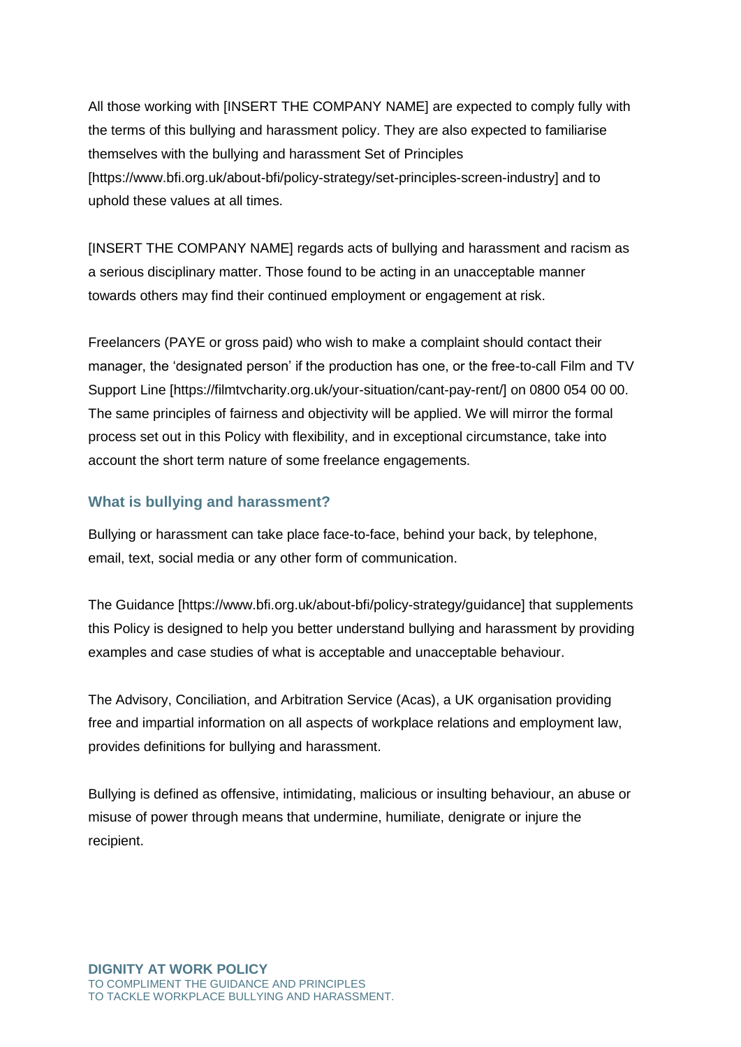All those working with [INSERT THE COMPANY NAME] are expected to comply fully with the terms of this bullying and harassment policy. They are also expected to familiarise themselves with the bullying and harassment Set of Principles [https://www.bfi.org.uk/about-bfi/policy-strategy/set-principles-screen-industry] and to uphold these values at all times.

[INSERT THE COMPANY NAME] regards acts of bullying and harassment and racism as a serious disciplinary matter. Those found to be acting in an unacceptable manner towards others may find their continued employment or engagement at risk.

Freelancers (PAYE or gross paid) who wish to make a complaint should contact their manager, the 'designated person' if the production has one, or the free-to-call Film and TV Support Line [https://filmtvcharity.org.uk/your-situation/cant-pay-rent/] on 0800 054 00 00. The same principles of fairness and objectivity will be applied. We will mirror the formal process set out in this Policy with flexibility, and in exceptional circumstance, take into account the short term nature of some freelance engagements.

### What is bullying and harassment?

Bullying or harassment can take place face-to-face, behind your back, by telephone, email, text, social media or any other form of communication.

The Guidance [https://www.bfi.org.uk/about-bfi/policy-strategy/guidance] that supplements this Policy is designed to help you better understand bullying and harassment by providing examples and case studies of what is acceptable and unacceptable behaviour.

The Advisory, Conciliation, and Arbitration Service (Acas), a UK organisation providing free and impartial information on all aspects of workplace relations and employment law, provides definitions for bullying and harassment.

Bullying is defined as offensive, intimidating, malicious or insulting behaviour, an abuse or misuse of power through means that undermine, humiliate, denigrate or injure the recipient.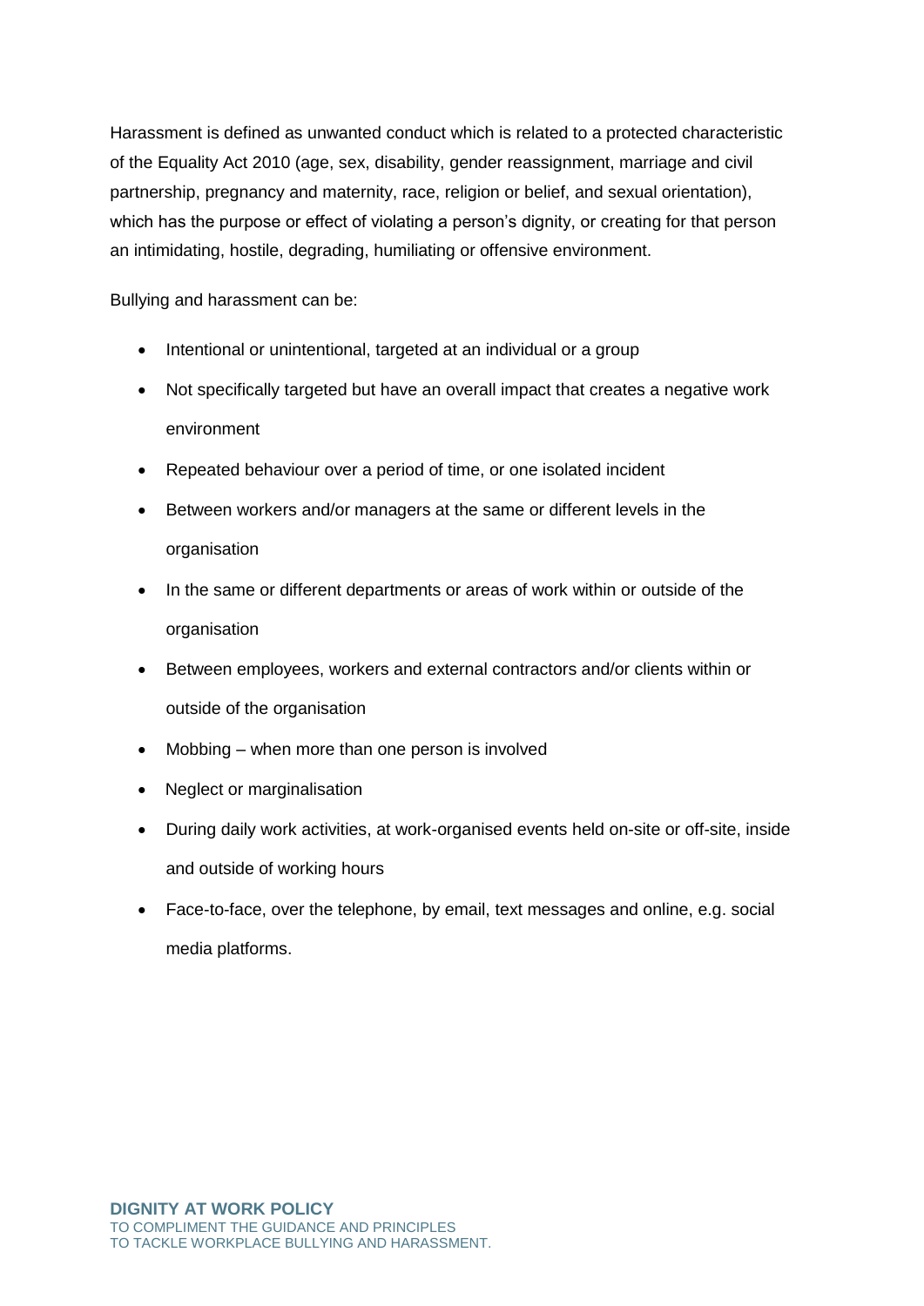Harassment is defined as unwanted conduct which is related to a protected characteristic of the Equality Act 2010 (age, sex, disability, gender reassignment, marriage and civil partnership, pregnancy and maternity, race, religion or belief, and sexual orientation), which has the purpose or effect of violating a person's dignity, or creating for that person an intimidating, hostile, degrading, humiliating or offensive environment.

Bullying and harassment can be:

- Intentional or unintentional, targeted at an individual or a group
- Not specifically targeted but have an overall impact that creates a negative work environment
- Repeated behaviour over a period of time, or one isolated incident
- Between workers and/or managers at the same or different levels in the organisation
- In the same or different departments or areas of work within or outside of the organisation
- Between employees, workers and external contractors and/or clients within or outside of the organisation
- Mobbing – when more than one person is involved
- Neglect or marginalisation
- During daily work activities, at work-organised events held on-site or off-site, inside and outside of working hours
- Face-to-face, over the telephone, by email, text messages and online, e.g. social media platforms.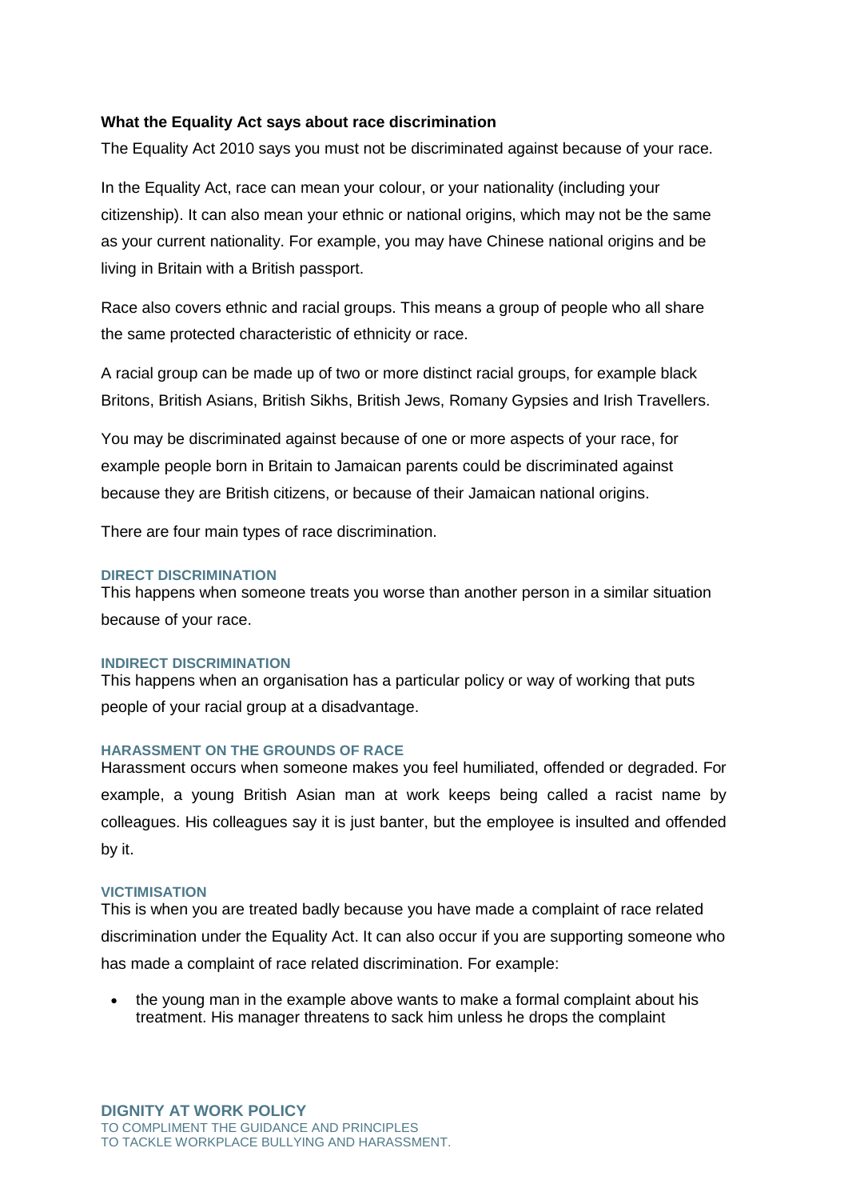### What the Equality Act says about race discrimination

The Equality Act 2010 says you must not be discriminated against because of your race.

In the Equality Act, race can mean your colour, or your nationality (including your citizenship). It can also mean your ethnic or national origins, which may not be the same as your current nationality. For example, you may have Chinese national origins and be living in Britain with a British passport.

Race also covers ethnic and racial groups. This means a group of people who all share the same protected characteristic of ethnicity or race.

A racial group can be made up of two or more distinct racial groups, for example black Britons, British Asians, British Sikhs, British Jews, Romany Gypsies and Irish Travellers.

You may be discriminated against because of one or more aspects of your race, for example people born in Britain to Jamaican parents could be discriminated against because they are British citizens, or because of their Jamaican national origins.

There are four main types of race discrimination.

#### DIRECT DISCRIMINATION

This happens when someone treats you worse than another person in a similar situation because of your race.

#### INDIRECT DISCRIMINATION

This happens when an organisation has a particular policy or way of working that puts people of your racial group at a disadvantage.

#### HARASSMENT ON THE GROUNDS OF RACE

Harassment occurs when someone makes you feel humiliated, offended or degraded. For example, a young British Asian man at work keeps being called a racist name by colleagues. His colleagues say it is just banter, but the employee is insulted and offended by it.

#### VICTIMISATION

This is when you are treated badly because you have made a complaint of race related discrimination under the Equality Act. It can also occur if you are supporting someone who has made a complaint of race related discrimination. For example:

- the young man in the example above wants to make a formal complaint about his treatment. His manager threatens to sack him unless he drops the complaint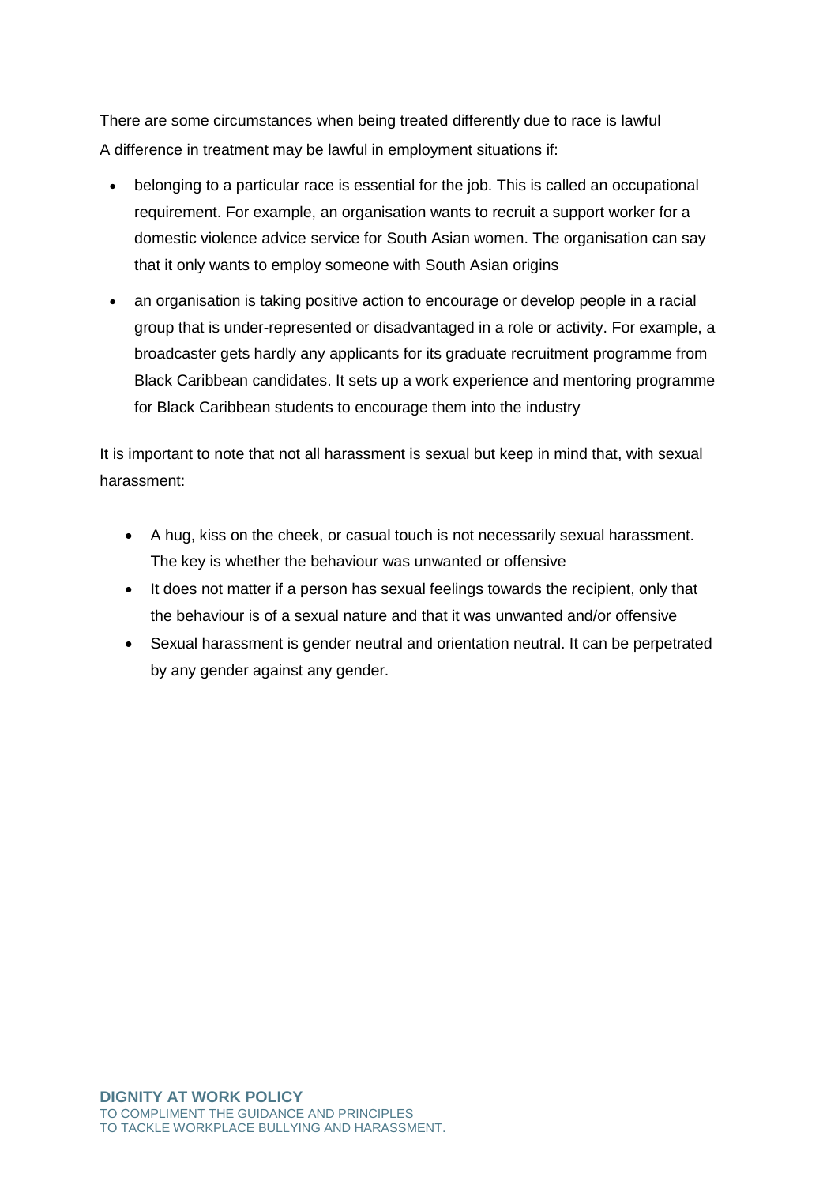There are some circumstances when being treated differently due to race is lawful
A difference in treatment may be lawful in employment situations if:

- belonging to a particular race is essential for the job. This is called an occupational requirement. For example, an organisation wants to recruit a support worker for a domestic violence advice service for South Asian women. The organisation can say that it only wants to employ someone with South Asian origins
- an organisation is taking positive action to encourage or develop people in a racial group that is under-represented or disadvantaged in a role or activity. For example, a broadcaster gets hardly any applicants for its graduate recruitment programme from Black Caribbean candidates. It sets up a work experience and mentoring programme for Black Caribbean students to encourage them into the industry

It is important to note that not all harassment is sexual but keep in mind that, with sexual harassment:

- A hug, kiss on the cheek, or casual touch is not necessarily sexual harassment. The key is whether the behaviour was unwanted or offensive
- It does not matter if a person has sexual feelings towards the recipient, only that the behaviour is of a sexual nature and that it was unwanted and/or offensive
- Sexual harassment is gender neutral and orientation neutral. It can be perpetrated by any gender against any gender.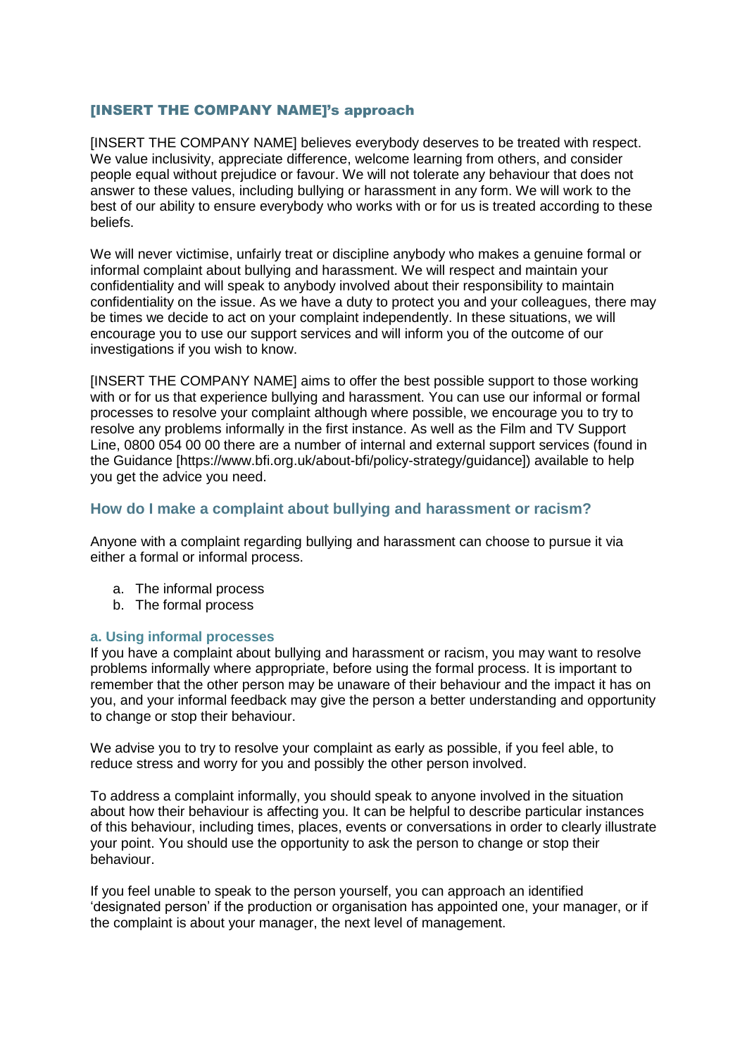## [INSERT THE COMPANY NAME]'s approach

[INSERT THE COMPANY NAME] believes everybody deserves to be treated with respect. We value inclusivity, appreciate difference, welcome learning from others, and consider people equal without prejudice or favour. We will not tolerate any behaviour that does not answer to these values, including bullying or harassment in any form. We will work to the best of our ability to ensure everybody who works with or for us is treated according to these beliefs.

We will never victimise, unfairly treat or discipline anybody who makes a genuine formal or informal complaint about bullying and harassment. We will respect and maintain your confidentiality and will speak to anybody involved about their responsibility to maintain confidentiality on the issue. As we have a duty to protect you and your colleagues, there may be times we decide to act on your complaint independently. In these situations, we will encourage you to use our support services and will inform you of the outcome of our investigations if you wish to know.

[INSERT THE COMPANY NAME] aims to offer the best possible support to those working with or for us that experience bullying and harassment. You can use our informal or formal processes to resolve your complaint although where possible, we encourage you to try to resolve any problems informally in the first instance. As well as the Film and TV Support Line, 0800 054 00 00 there are a number of internal and external support services (found in the Guidance [https://www.bfi.org.uk/about-bfi/policy-strategy/guidance]) available to help you get the advice you need.

## How do I make a complaint about bullying and harassment or racism?

Anyone with a complaint regarding bullying and harassment can choose to pursue it via either a formal or informal process.

a. The informal process
b. The formal process

### a. Using informal processes

If you have a complaint about bullying and harassment or racism, you may want to resolve problems informally where appropriate, before using the formal process. It is important to remember that the other person may be unaware of their behaviour and the impact it has on you, and your informal feedback may give the person a better understanding and opportunity to change or stop their behaviour.

We advise you to try to resolve your complaint as early as possible, if you feel able, to reduce stress and worry for you and possibly the other person involved.

To address a complaint informally, you should speak to anyone involved in the situation about how their behaviour is affecting you. It can be helpful to describe particular instances of this behaviour, including times, places, events or conversations in order to clearly illustrate your point. You should use the opportunity to ask the person to change or stop their behaviour.

If you feel unable to speak to the person yourself, you can approach an identified 'designated person' if the production or organisation has appointed one, your manager, or if the complaint is about your manager, the next level of management.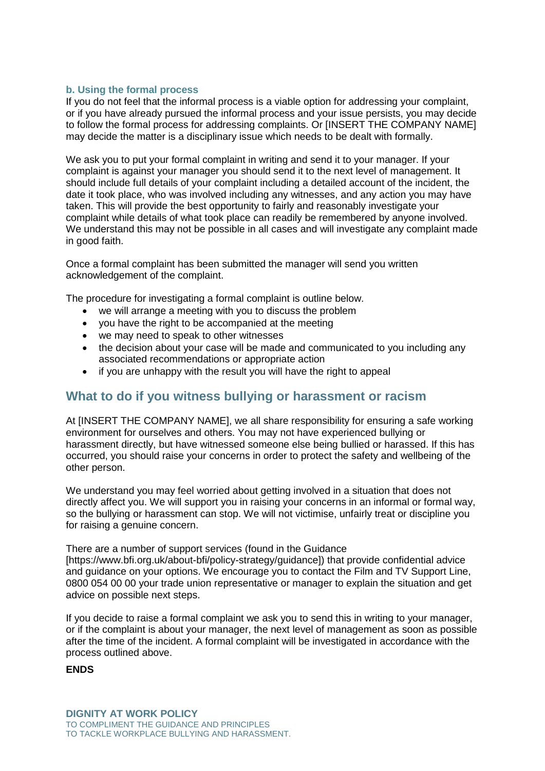### b. Using the formal process

If you do not feel that the informal process is a viable option for addressing your complaint, or if you have already pursued the informal process and your issue persists, you may decide to follow the formal process for addressing complaints. Or [INSERT THE COMPANY NAME] may decide the matter is a disciplinary issue which needs to be dealt with formally.

We ask you to put your formal complaint in writing and send it to your manager. If your complaint is against your manager you should send it to the next level of management. It should include full details of your complaint including a detailed account of the incident, the date it took place, who was involved including any witnesses, and any action you may have taken. This will provide the best opportunity to fairly and reasonably investigate your complaint while details of what took place can readily be remembered by anyone involved. We understand this may not be possible in all cases and will investigate any complaint made in good faith.

Once a formal complaint has been submitted the manager will send you written acknowledgement of the complaint.

The procedure for investigating a formal complaint is outline below.

- we will arrange a meeting with you to discuss the problem
- you have the right to be accompanied at the meeting
- we may need to speak to other witnesses
- the decision about your case will be made and communicated to you including any associated recommendations or appropriate action
- if you are unhappy with the result you will have the right to appeal

## What to do if you witness bullying or harassment or racism

At [INSERT THE COMPANY NAME], we all share responsibility for ensuring a safe working environment for ourselves and others. You may not have experienced bullying or harassment directly, but have witnessed someone else being bullied or harassed. If this has occurred, you should raise your concerns in order to protect the safety and wellbeing of the other person.

We understand you may feel worried about getting involved in a situation that does not directly affect you. We will support you in raising your concerns in an informal or formal way, so the bullying or harassment can stop. We will not victimise, unfairly treat or discipline you for raising a genuine concern.

There are a number of support services (found in the Guidance [https://www.bfi.org.uk/about-bfi/policy-strategy/guidance]) that provide confidential advice and guidance on your options. We encourage you to contact the Film and TV Support Line, 0800 054 00 00 your trade union representative or manager to explain the situation and get advice on possible next steps.

If you decide to raise a formal complaint we ask you to send this in writing to your manager, or if the complaint is about your manager, the next level of management as soon as possible after the time of the incident. A formal complaint will be investigated in accordance with the process outlined above.

**ENDS**